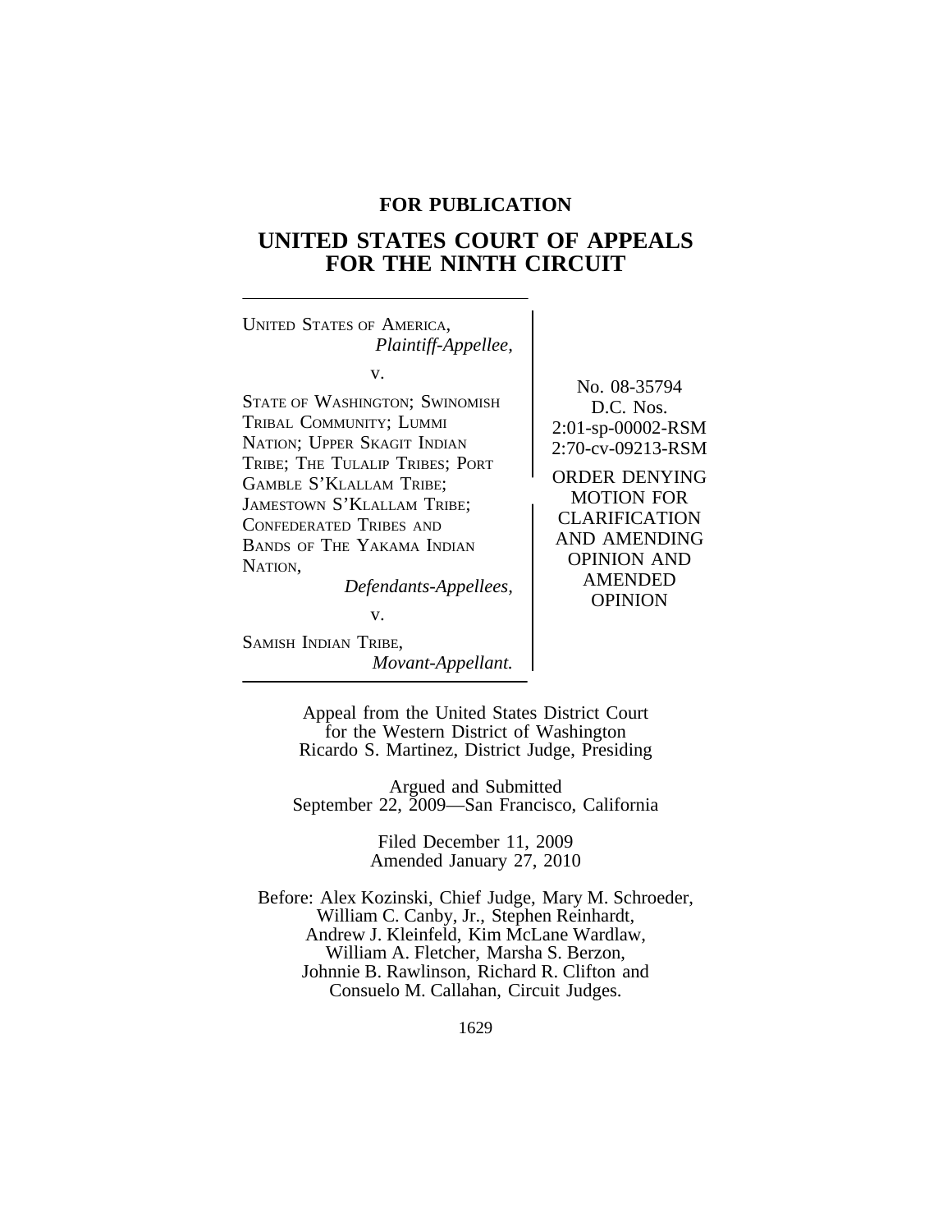**FOR PUBLICATION**

# UNITED STATES COURT OF APPEALS FOR THE NINTH CIRCUIT

UNITED STATES OF AMERICA,
*Plaintiff-Appellee,*

v.

STATE OF WASHINGTON; SWINOMISH TRIBAL COMMUNITY; LUMMI NATION; UPPER SKAGIT INDIAN TRIBE; THE TULALIP TRIBES; PORT GAMBLE S'KLALLAM TRIBE; JAMESTOWN S'KLALLAM TRIBE; CONFEDERATED TRIBES AND BANDS OF THE YAKAMA INDIAN NATION,
*Defendants-Appellees,*

v.

SAMISH INDIAN TRIBE,
*Movant-Appellant.*

No. 08-35794
D.C. Nos.
2:01-sp-00002-RSM
2:70-cv-09213-RSM

ORDER DENYING MOTION FOR CLARIFICATION AND AMENDING OPINION AND AMENDED OPINION

Appeal from the United States District Court for the Western District of Washington
Ricardo S. Martinez, District Judge, Presiding

Argued and Submitted
September 22, 2009—San Francisco, California

Filed December 11, 2009
Amended January 27, 2010

Before: Alex Kozinski, Chief Judge, Mary M. Schroeder, William C. Canby, Jr., Stephen Reinhardt, Andrew J. Kleinfeld, Kim McLane Wardlaw, William A. Fletcher, Marsha S. Berzon, Johnnie B. Rawlinson, Richard R. Clifton and Consuelo M. Callahan, Circuit Judges.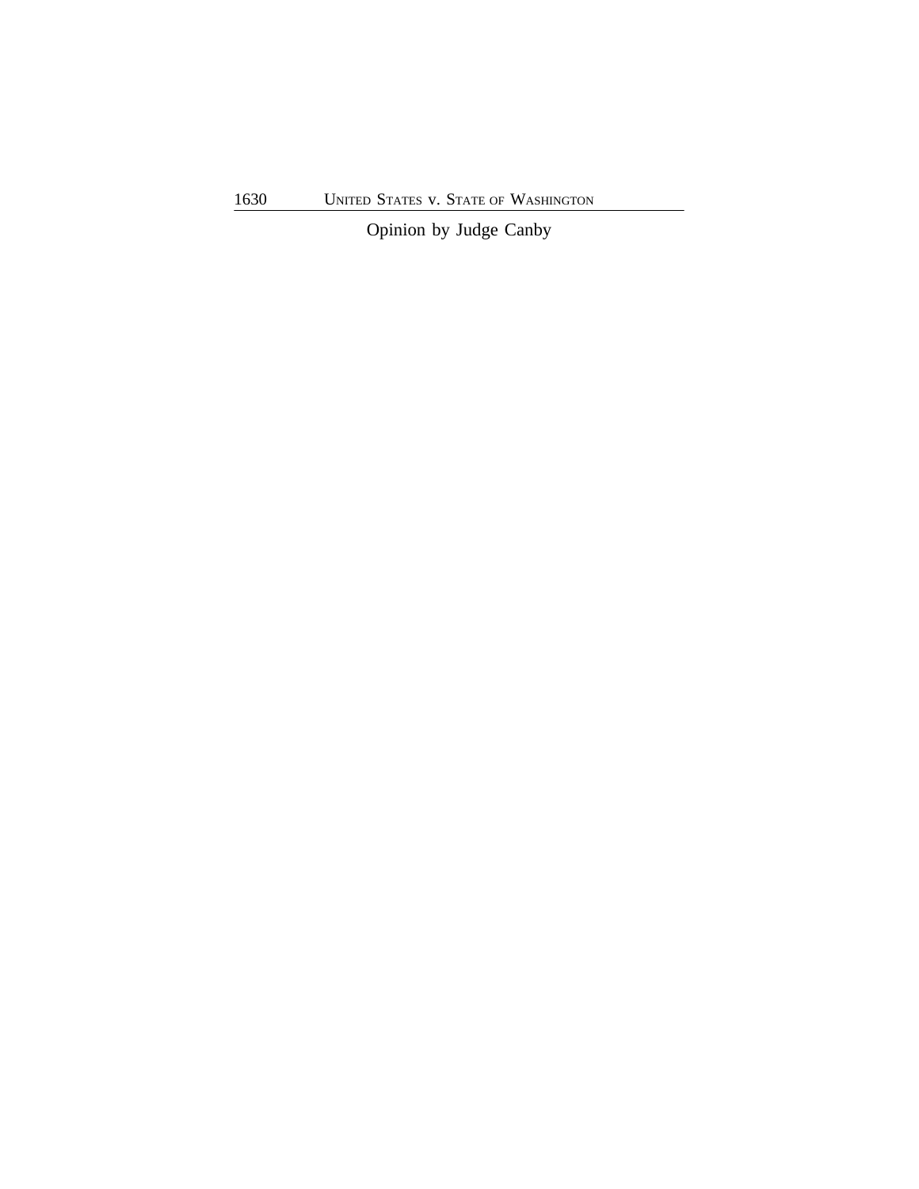Opinion by Judge Canby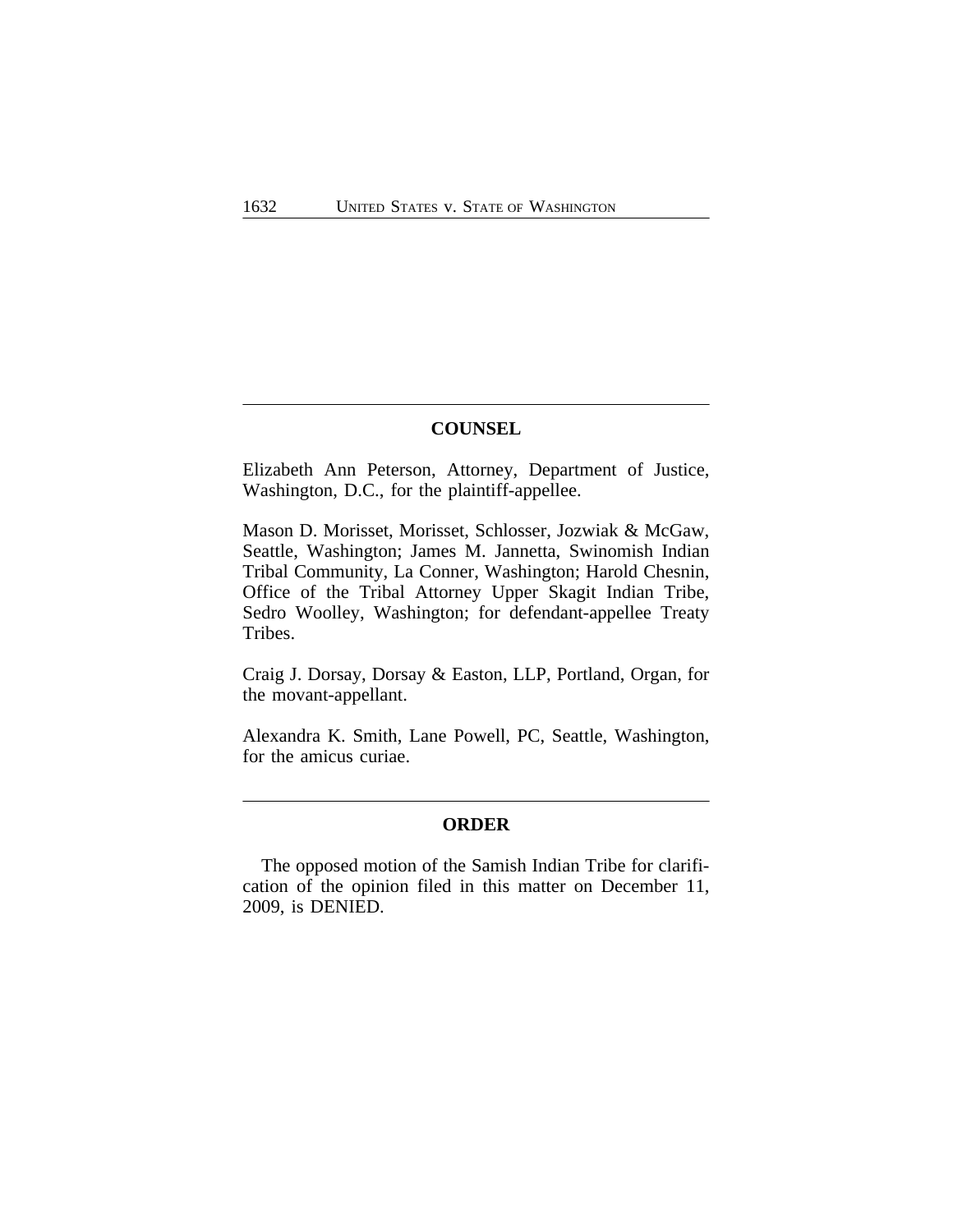## COUNSEL

Elizabeth Ann Peterson, Attorney, Department of Justice, Washington, D.C., for the plaintiff-appellee.

Mason D. Morisset, Morisset, Schlosser, Jozwiak & McGaw, Seattle, Washington; James M. Jannetta, Swinomish Indian Tribal Community, La Conner, Washington; Harold Chesnin, Office of the Tribal Attorney Upper Skagit Indian Tribe, Sedro Woolley, Washington; for defendant-appellee Treaty Tribes.

Craig J. Dorsay, Dorsay & Easton, LLP, Portland, Organ, for the movant-appellant.

Alexandra K. Smith, Lane Powell, PC, Seattle, Washington, for the amicus curiae.

## ORDER

The opposed motion of the Samish Indian Tribe for clarification of the opinion filed in this matter on December 11, 2009, is DENIED.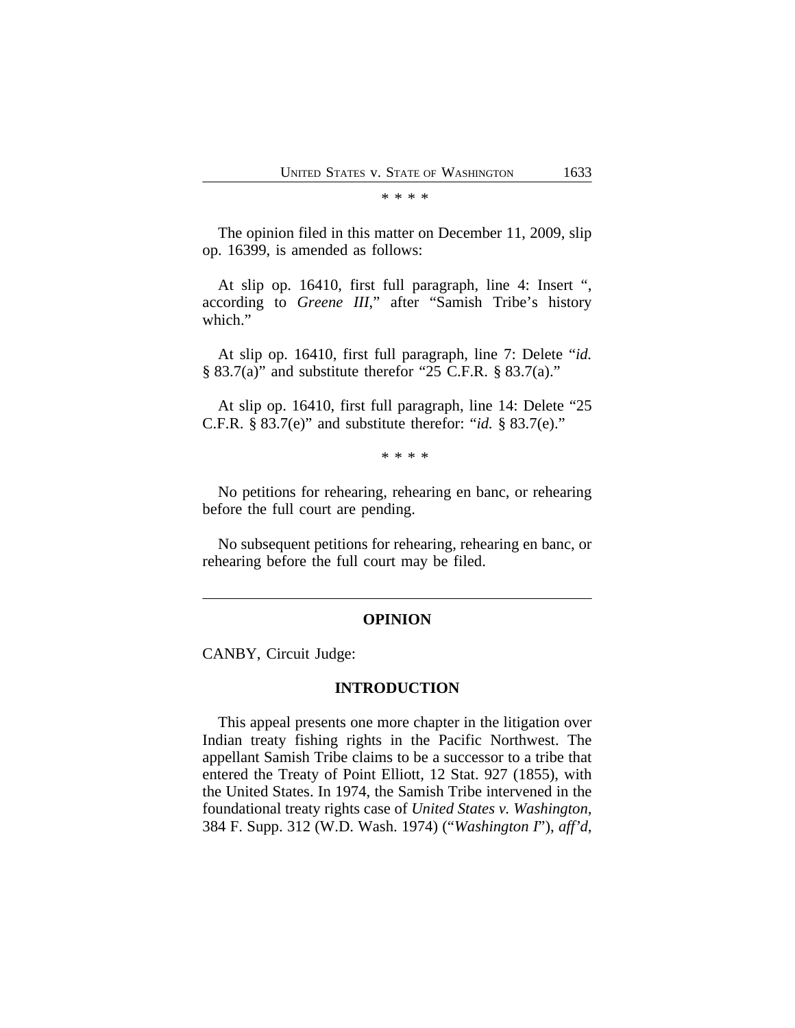\* \* \* \*

The opinion filed in this matter on December 11, 2009, slip op. 16399, is amended as follows:

At slip op. 16410, first full paragraph, line 4: Insert ", according to *Greene III*," after "Samish Tribe's history which."

At slip op. 16410, first full paragraph, line 7: Delete "*id.* § 83.7(a)" and substitute therefor "25 C.F.R. § 83.7(a)."

At slip op. 16410, first full paragraph, line 14: Delete "25 C.F.R. § 83.7(e)" and substitute therefor: "*id.* § 83.7(e)."

\* \* \* \*

No petitions for rehearing, rehearing en banc, or rehearing before the full court are pending.

No subsequent petitions for rehearing, rehearing en banc, or rehearing before the full court may be filed.

---

## OPINION

CANBY, Circuit Judge:

### INTRODUCTION

This appeal presents one more chapter in the litigation over Indian treaty fishing rights in the Pacific Northwest. The appellant Samish Tribe claims to be a successor to a tribe that entered the Treaty of Point Elliott, 12 Stat. 927 (1855), with the United States. In 1974, the Samish Tribe intervened in the foundational treaty rights case of *United States v. Washington*, 384 F. Supp. 312 (W.D. Wash. 1974) ("*Washington I*"), *aff'd*,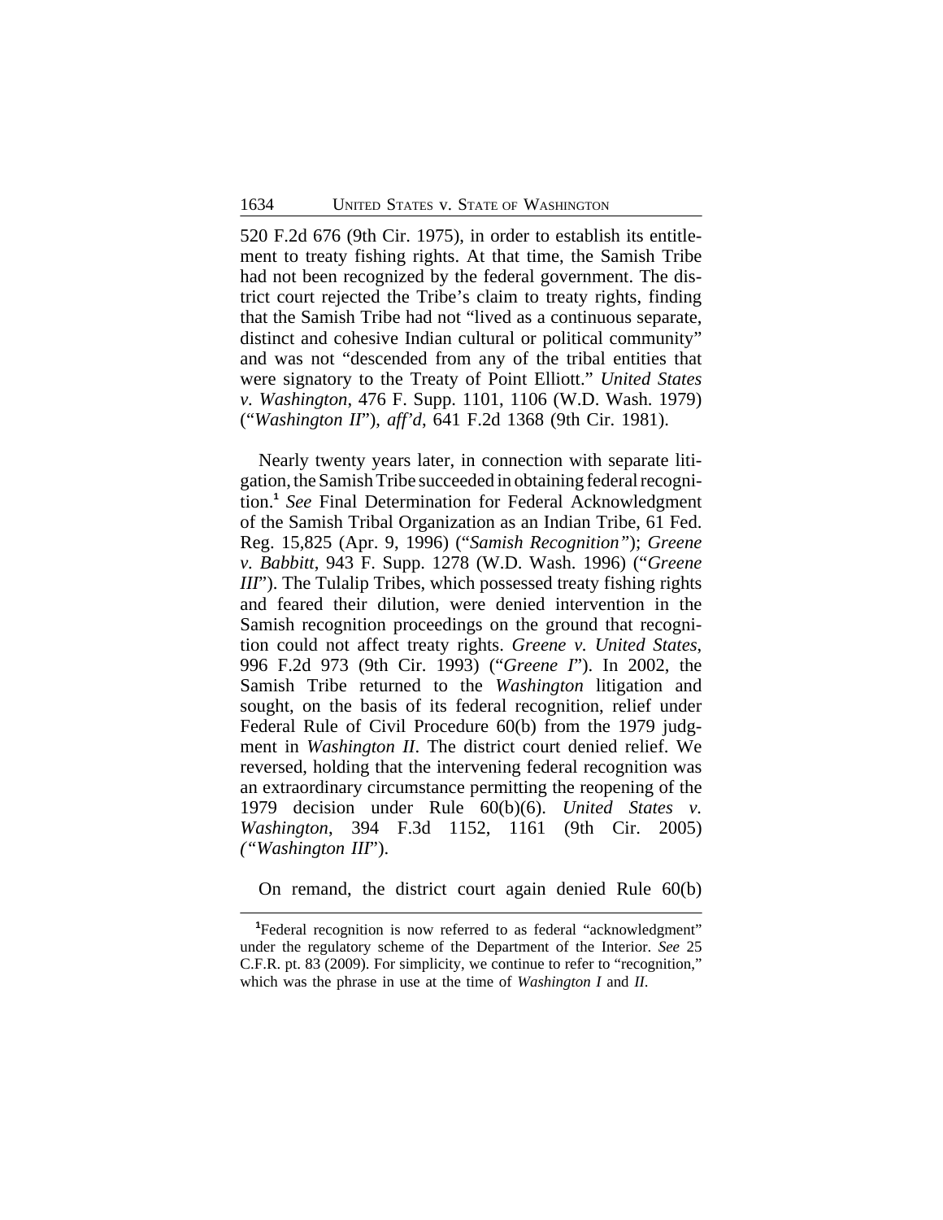520 F.2d 676 (9th Cir. 1975), in order to establish its entitlement to treaty fishing rights. At that time, the Samish Tribe had not been recognized by the federal government. The district court rejected the Tribe's claim to treaty rights, finding that the Samish Tribe had not "lived as a continuous separate, distinct and cohesive Indian cultural or political community" and was not "descended from any of the tribal entities that were signatory to the Treaty of Point Elliott." *United States v. Washington*, 476 F. Supp. 1101, 1106 (W.D. Wash. 1979) ("*Washington II*"), *aff'd*, 641 F.2d 1368 (9th Cir. 1981).

Nearly twenty years later, in connection with separate litigation, the Samish Tribe succeeded in obtaining federal recognition.[1] *See* Final Determination for Federal Acknowledgment of the Samish Tribal Organization as an Indian Tribe, 61 Fed. Reg. 15,825 (Apr. 9, 1996) ("*Samish Recognition*"); *Greene v. Babbitt*, 943 F. Supp. 1278 (W.D. Wash. 1996) ("*Greene III*"). The Tulalip Tribes, which possessed treaty fishing rights and feared their dilution, were denied intervention in the Samish recognition proceedings on the ground that recognition could not affect treaty rights. *Greene v. United States*, 996 F.2d 973 (9th Cir. 1993) ("*Greene I*"). In 2002, the Samish Tribe returned to the *Washington* litigation and sought, on the basis of its federal recognition, relief under Federal Rule of Civil Procedure 60(b) from the 1979 judgment in *Washington II*. The district court denied relief. We reversed, holding that the intervening federal recognition was an extraordinary circumstance permitting the reopening of the 1979 decision under Rule 60(b)(6). *United States v. Washington*, 394 F.3d 1152, 1161 (9th Cir. 2005) ("*Washington III*").

On remand, the district court again denied Rule 60(b)

[1]Federal recognition is now referred to as federal "acknowledgment" under the regulatory scheme of the Department of the Interior. *See* 25 C.F.R. pt. 83 (2009). For simplicity, we continue to refer to "recognition," which was the phrase in use at the time of *Washington I* and *II*.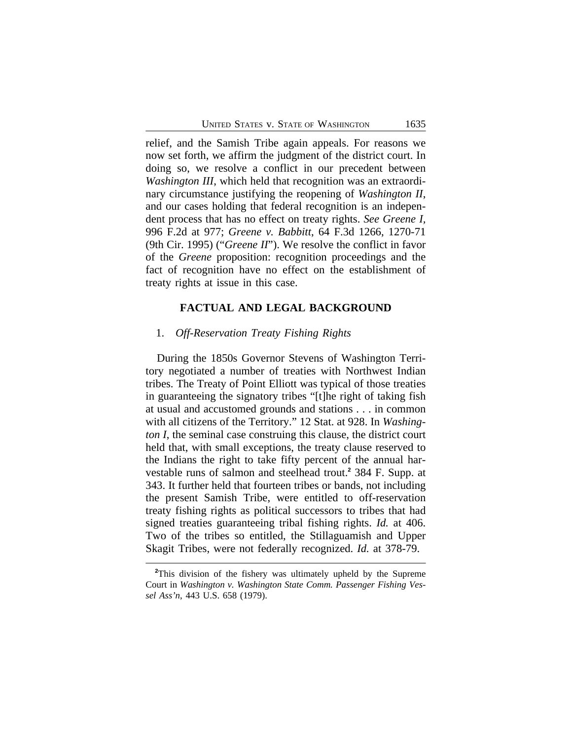relief, and the Samish Tribe again appeals. For reasons we now set forth, we affirm the judgment of the district court. In doing so, we resolve a conflict in our precedent between *Washington III*, which held that recognition was an extraordinary circumstance justifying the reopening of *Washington II*, and our cases holding that federal recognition is an independent process that has no effect on treaty rights. *See Greene I,* 996 F.2d at 977; *Greene v. Babbitt*, 64 F.3d 1266, 1270-71 (9th Cir. 1995) ("*Greene II*"). We resolve the conflict in favor of the *Greene* proposition: recognition proceedings and the fact of recognition have no effect on the establishment of treaty rights at issue in this case.

## FACTUAL AND LEGAL BACKGROUND

### 1. *Off-Reservation Treaty Fishing Rights*

During the 1850s Governor Stevens of Washington Territory negotiated a number of treaties with Northwest Indian tribes. The Treaty of Point Elliott was typical of those treaties in guaranteeing the signatory tribes "[t]he right of taking fish at usual and accustomed grounds and stations . . . in common with all citizens of the Territory." 12 Stat. at 928. In *Washington I*, the seminal case construing this clause, the district court held that, with small exceptions, the treaty clause reserved to the Indians the right to take fifty percent of the annual harvestable runs of salmon and steelhead trout.[2] 384 F. Supp. at 343. It further held that fourteen tribes or bands, not including the present Samish Tribe, were entitled to off-reservation treaty fishing rights as political successors to tribes that had signed treaties guaranteeing tribal fishing rights. *Id.* at 406. Two of the tribes so entitled, the Stillaguamish and Upper Skagit Tribes, were not federally recognized. *Id.* at 378-79.

[2]This division of the fishery was ultimately upheld by the Supreme Court in *Washington v. Washington State Comm. Passenger Fishing Vessel Ass'n*, 443 U.S. 658 (1979).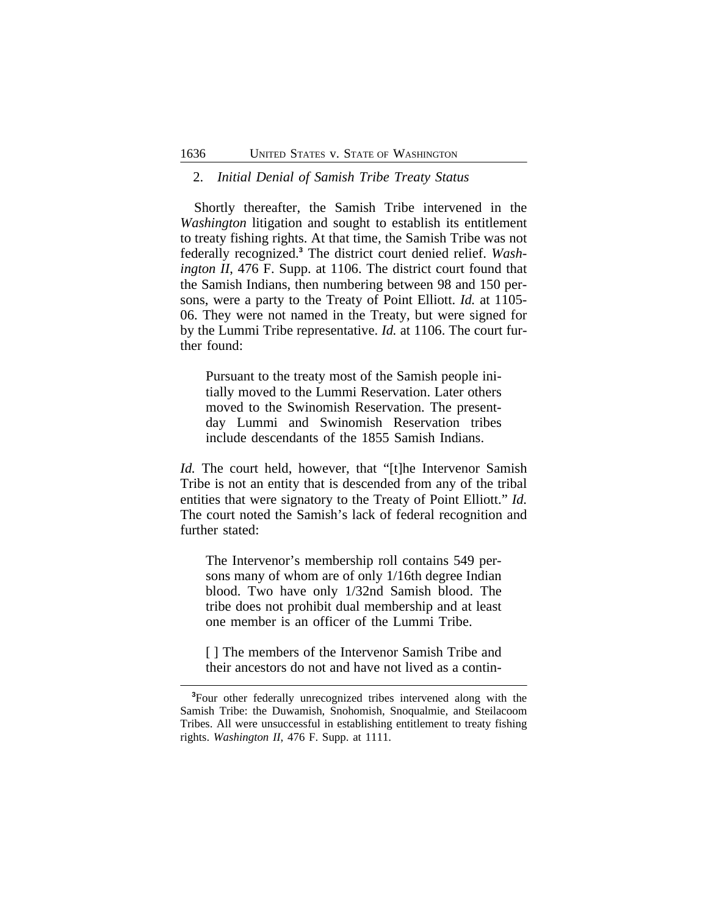### 2. *Initial Denial of Samish Tribe Treaty Status*

Shortly thereafter, the Samish Tribe intervened in the *Washington* litigation and sought to establish its entitlement to treaty fishing rights. At that time, the Samish Tribe was not federally recognized.[3] The district court denied relief. *Washington II*, 476 F. Supp. at 1106. The district court found that the Samish Indians, then numbering between 98 and 150 persons, were a party to the Treaty of Point Elliott. *Id.* at 1105-06. They were not named in the Treaty, but were signed for by the Lummi Tribe representative. *Id.* at 1106. The court further found:

> Pursuant to the treaty most of the Samish people initially moved to the Lummi Reservation. Later others moved to the Swinomish Reservation. The present-day Lummi and Swinomish Reservation tribes include descendants of the 1855 Samish Indians.

*Id.* The court held, however, that "[t]he Intervenor Samish Tribe is not an entity that is descended from any of the tribal entities that were signatory to the Treaty of Point Elliott." *Id.* The court noted the Samish's lack of federal recognition and further stated:

> The Intervenor's membership roll contains 549 persons many of whom are of only 1/16th degree Indian blood. Two have only 1/32nd Samish blood. The tribe does not prohibit dual membership and at least one member is an officer of the Lummi Tribe.
>
> [ ] The members of the Intervenor Samish Tribe and their ancestors do not and have not lived as a contin-

[3]Four other federally unrecognized tribes intervened along with the Samish Tribe: the Duwamish, Snohomish, Snoqualmie, and Steilacoom Tribes. All were unsuccessful in establishing entitlement to treaty fishing rights. *Washington II*, 476 F. Supp. at 1111.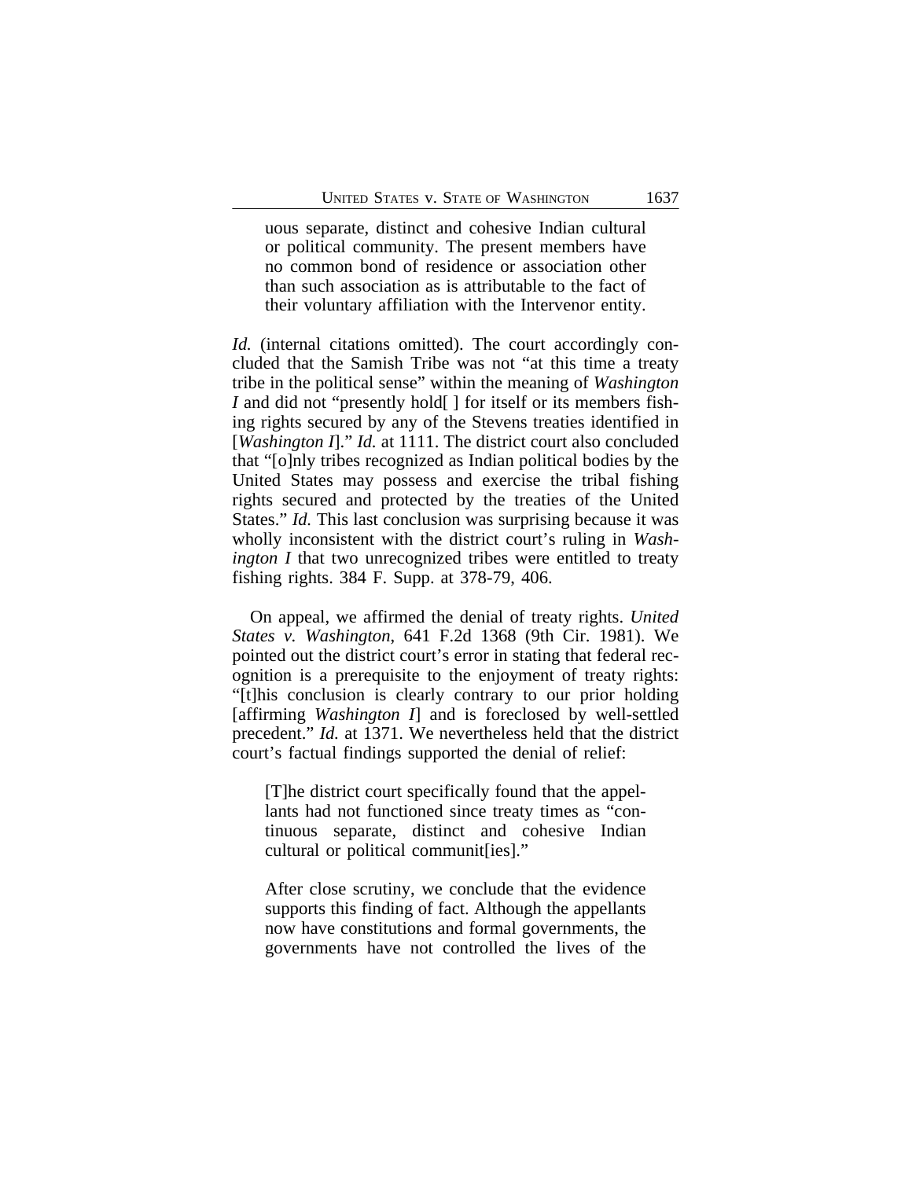> uous separate, distinct and cohesive Indian cultural or political community. The present members have no common bond of residence or association other than such association as is attributable to the fact of their voluntary affiliation with the Intervenor entity.

*Id.* (internal citations omitted). The court accordingly concluded that the Samish Tribe was not "at this time a treaty tribe in the political sense" within the meaning of *Washington I* and did not "presently hold[ ] for itself or its members fishing rights secured by any of the Stevens treaties identified in [*Washington I*]." *Id.* at 1111. The district court also concluded that "[o]nly tribes recognized as Indian political bodies by the United States may possess and exercise the tribal fishing rights secured and protected by the treaties of the United States." *Id.* This last conclusion was surprising because it was wholly inconsistent with the district court's ruling in *Washington I* that two unrecognized tribes were entitled to treaty fishing rights. 384 F. Supp. at 378-79, 406.

On appeal, we affirmed the denial of treaty rights. *United States v. Washington*, 641 F.2d 1368 (9th Cir. 1981). We pointed out the district court's error in stating that federal recognition is a prerequisite to the enjoyment of treaty rights: "[t]his conclusion is clearly contrary to our prior holding [affirming *Washington I*] and is foreclosed by well-settled precedent." *Id.* at 1371. We nevertheless held that the district court's factual findings supported the denial of relief:

> [T]he district court specifically found that the appellants had not functioned since treaty times as "continuous separate, distinct and cohesive Indian cultural or political communit[ies]."
>
> After close scrutiny, we conclude that the evidence supports this finding of fact. Although the appellants now have constitutions and formal governments, the governments have not controlled the lives of the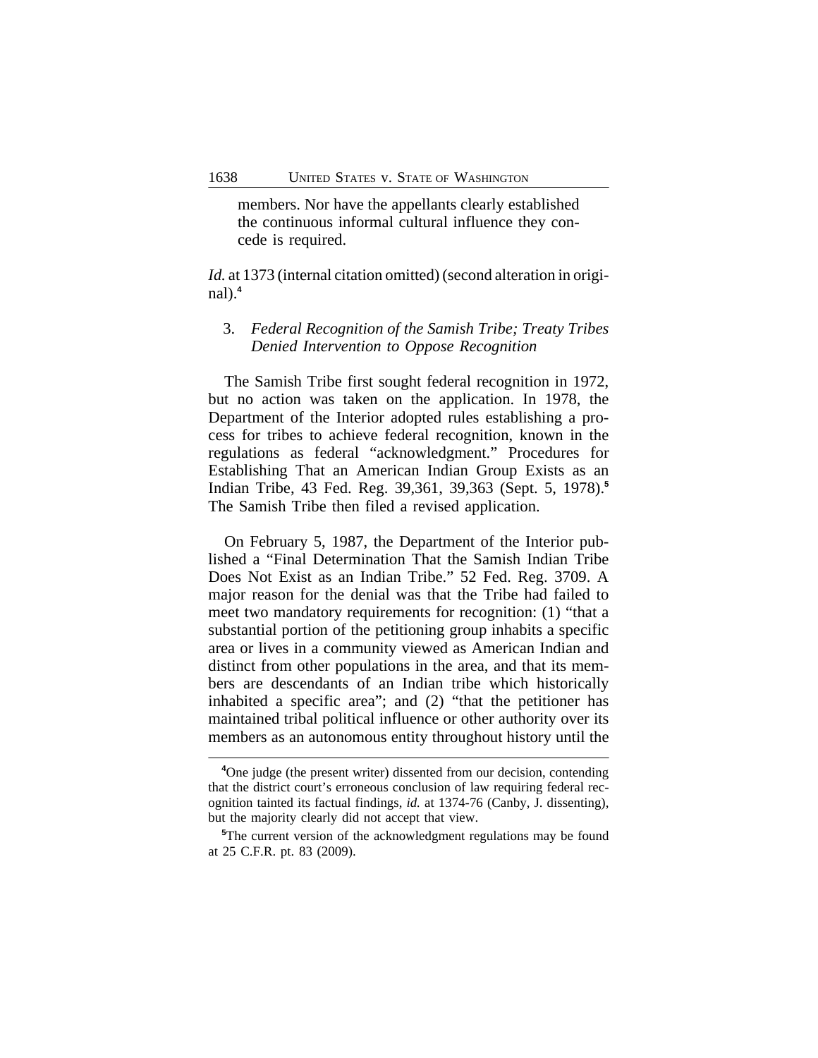members. Nor have the appellants clearly established the continuous informal cultural influence they concede is required.

*Id.* at 1373 (internal citation omitted) (second alteration in original).[4]

3. *Federal Recognition of the Samish Tribe; Treaty Tribes Denied Intervention to Oppose Recognition*

The Samish Tribe first sought federal recognition in 1972, but no action was taken on the application. In 1978, the Department of the Interior adopted rules establishing a process for tribes to achieve federal recognition, known in the regulations as federal "acknowledgment." Procedures for Establishing That an American Indian Group Exists as an Indian Tribe, 43 Fed. Reg. 39,361, 39,363 (Sept. 5, 1978).[5] The Samish Tribe then filed a revised application.

On February 5, 1987, the Department of the Interior published a "Final Determination That the Samish Indian Tribe Does Not Exist as an Indian Tribe." 52 Fed. Reg. 3709. A major reason for the denial was that the Tribe had failed to meet two mandatory requirements for recognition: (1) "that a substantial portion of the petitioning group inhabits a specific area or lives in a community viewed as American Indian and distinct from other populations in the area, and that its members are descendants of an Indian tribe which historically inhabited a specific area"; and (2) "that the petitioner has maintained tribal political influence or other authority over its members as an autonomous entity throughout history until the

[4] One judge (the present writer) dissented from our decision, contending that the district court's erroneous conclusion of law requiring federal recognition tainted its factual findings, *id.* at 1374-76 (Canby, J. dissenting), but the majority clearly did not accept that view.

[5] The current version of the acknowledgment regulations may be found at 25 C.F.R. pt. 83 (2009).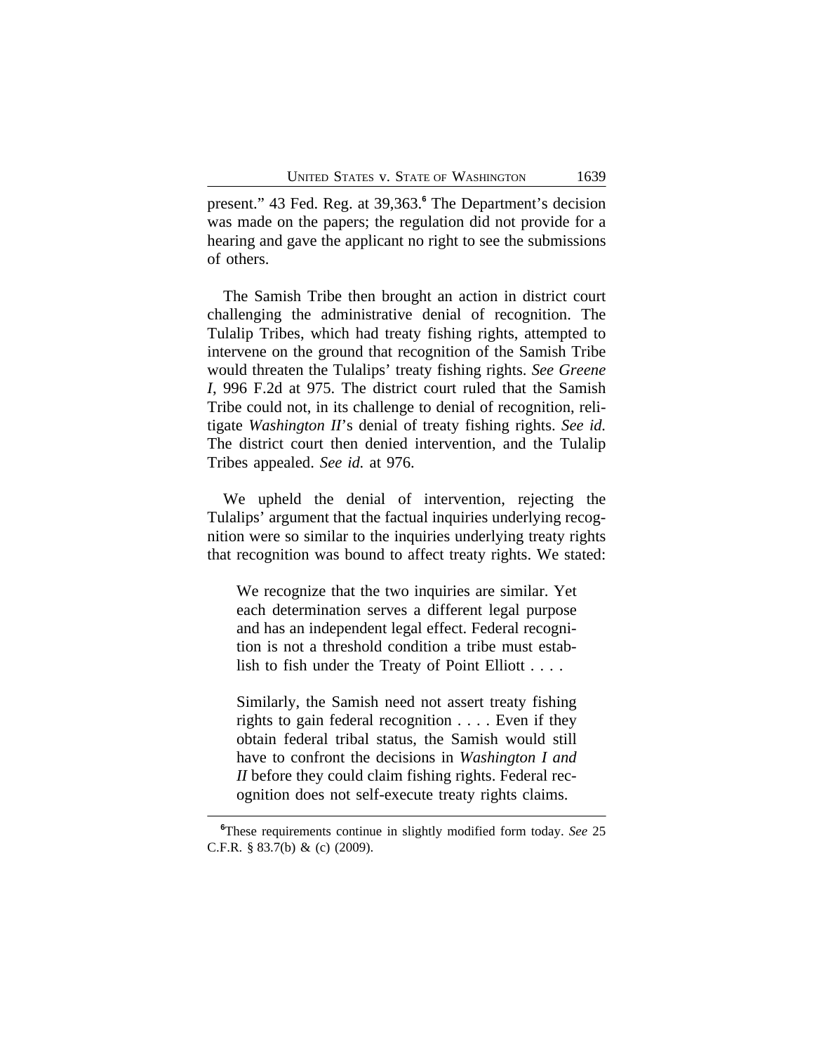present." 43 Fed. Reg. at 39,363.[6] The Department's decision was made on the papers; the regulation did not provide for a hearing and gave the applicant no right to see the submissions of others.

The Samish Tribe then brought an action in district court challenging the administrative denial of recognition. The Tulalip Tribes, which had treaty fishing rights, attempted to intervene on the ground that recognition of the Samish Tribe would threaten the Tulalips' treaty fishing rights. *See Greene I*, 996 F.2d at 975. The district court ruled that the Samish Tribe could not, in its challenge to denial of recognition, relitigate *Washington II*'s denial of treaty fishing rights. *See id.* The district court then denied intervention, and the Tulalip Tribes appealed. *See id.* at 976.

We upheld the denial of intervention, rejecting the Tulalips' argument that the factual inquiries underlying recognition were so similar to the inquiries underlying treaty rights that recognition was bound to affect treaty rights. We stated:

> We recognize that the two inquiries are similar. Yet each determination serves a different legal purpose and has an independent legal effect. Federal recognition is not a threshold condition a tribe must establish to fish under the Treaty of Point Elliott . . . .
>
> Similarly, the Samish need not assert treaty fishing rights to gain federal recognition . . . . Even if they obtain federal tribal status, the Samish would still have to confront the decisions in *Washington I and II* before they could claim fishing rights. Federal recognition does not self-execute treaty rights claims.

[6] These requirements continue in slightly modified form today. *See* 25 C.F.R. § 83.7(b) & (c) (2009).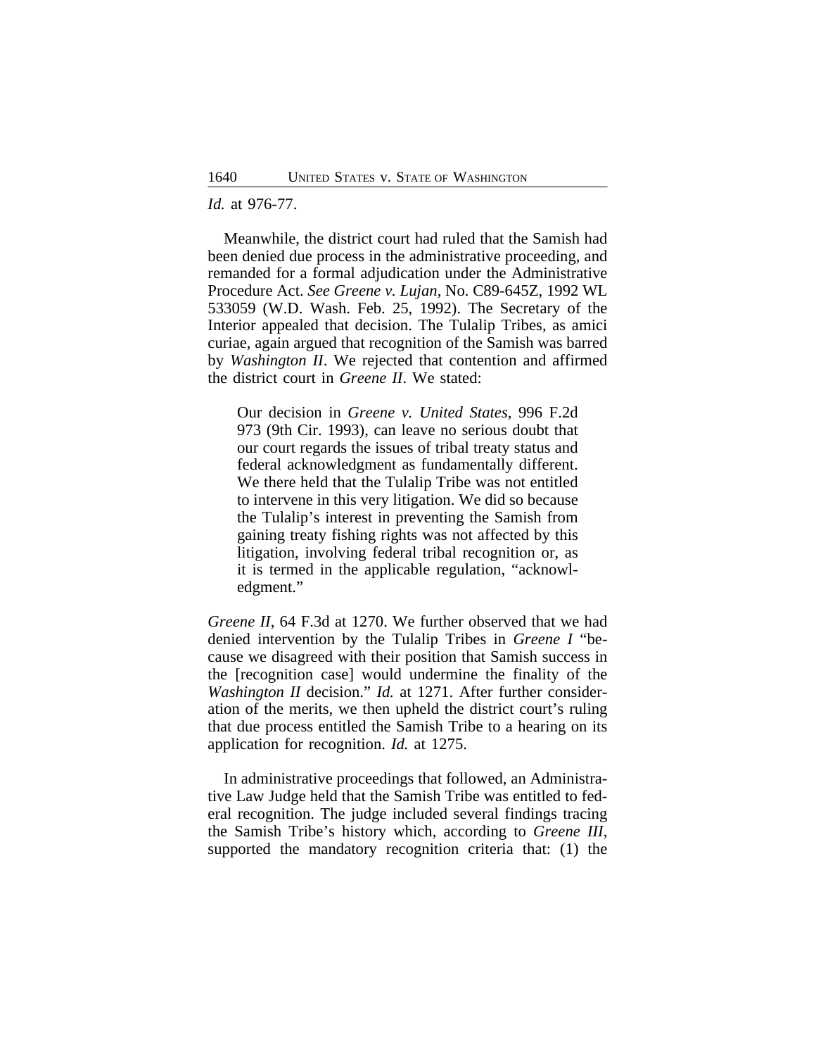*Id.* at 976-77.

Meanwhile, the district court had ruled that the Samish had been denied due process in the administrative proceeding, and remanded for a formal adjudication under the Administrative Procedure Act. *See Greene v. Lujan*, No. C89-645Z, 1992 WL 533059 (W.D. Wash. Feb. 25, 1992). The Secretary of the Interior appealed that decision. The Tulalip Tribes, as amici curiae, again argued that recognition of the Samish was barred by *Washington II*. We rejected that contention and affirmed the district court in *Greene II*. We stated:

> Our decision in *Greene v. United States*, 996 F.2d 973 (9th Cir. 1993), can leave no serious doubt that our court regards the issues of tribal treaty status and federal acknowledgment as fundamentally different. We there held that the Tulalip Tribe was not entitled to intervene in this very litigation. We did so because the Tulalip's interest in preventing the Samish from gaining treaty fishing rights was not affected by this litigation, involving federal tribal recognition or, as it is termed in the applicable regulation, "acknowledgment."

*Greene II*, 64 F.3d at 1270. We further observed that we had denied intervention by the Tulalip Tribes in *Greene I* "because we disagreed with their position that Samish success in the [recognition case] would undermine the finality of the *Washington II* decision." *Id.* at 1271. After further consideration of the merits, we then upheld the district court's ruling that due process entitled the Samish Tribe to a hearing on its application for recognition. *Id.* at 1275.

In administrative proceedings that followed, an Administrative Law Judge held that the Samish Tribe was entitled to federal recognition. The judge included several findings tracing the Samish Tribe's history which, according to *Greene III*, supported the mandatory recognition criteria that: (1) the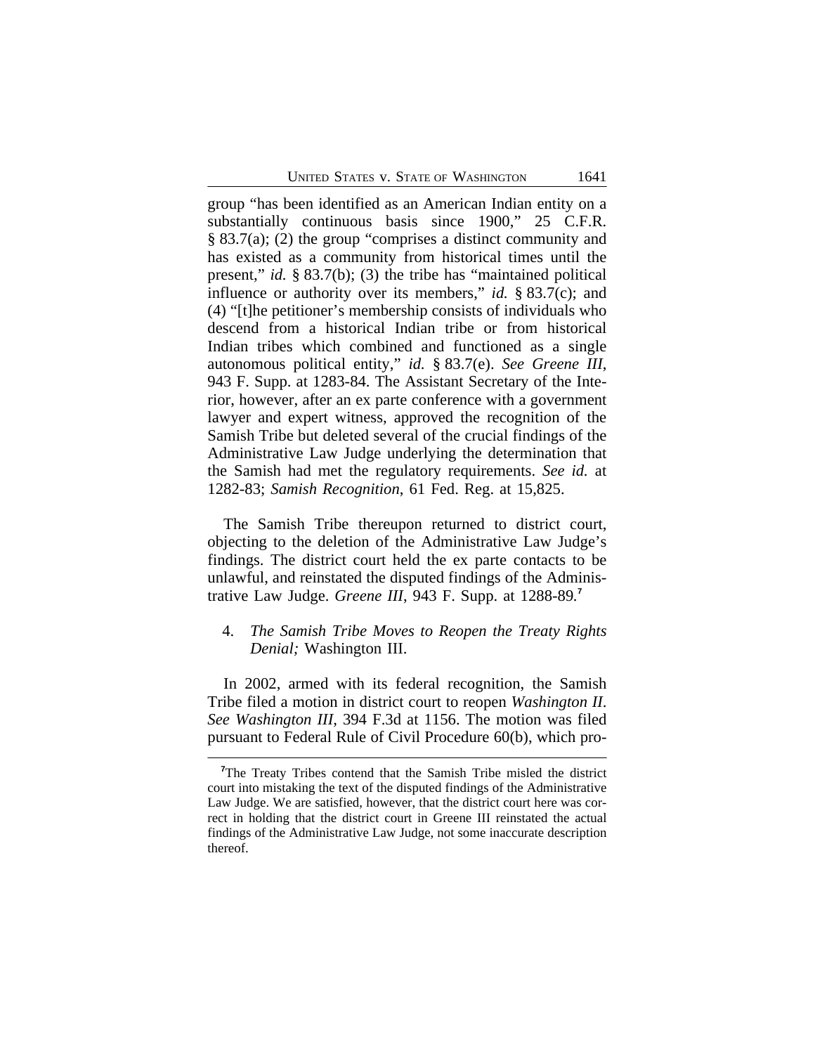group "has been identified as an American Indian entity on a substantially continuous basis since 1900," 25 C.F.R. § 83.7(a); (2) the group "comprises a distinct community and has existed as a community from historical times until the present," *id.* § 83.7(b); (3) the tribe has "maintained political influence or authority over its members," *id.* § 83.7(c); and (4) "[t]he petitioner's membership consists of individuals who descend from a historical Indian tribe or from historical Indian tribes which combined and functioned as a single autonomous political entity," *id.* § 83.7(e). *See Greene III*, 943 F. Supp. at 1283-84. The Assistant Secretary of the Interior, however, after an ex parte conference with a government lawyer and expert witness, approved the recognition of the Samish Tribe but deleted several of the crucial findings of the Administrative Law Judge underlying the determination that the Samish had met the regulatory requirements. *See id.* at 1282-83; *Samish Recognition*, 61 Fed. Reg. at 15,825.

The Samish Tribe thereupon returned to district court, objecting to the deletion of the Administrative Law Judge's findings. The district court held the ex parte contacts to be unlawful, and reinstated the disputed findings of the Administrative Law Judge. *Greene III*, 943 F. Supp. at 1288-89.[7]

4. *The Samish Tribe Moves to Reopen the Treaty Rights Denial;* Washington III.

In 2002, armed with its federal recognition, the Samish Tribe filed a motion in district court to reopen *Washington II*. *See Washington III*, 394 F.3d at 1156. The motion was filed pursuant to Federal Rule of Civil Procedure 60(b), which pro-

[7]The Treaty Tribes contend that the Samish Tribe misled the district court into mistaking the text of the disputed findings of the Administrative Law Judge. We are satisfied, however, that the district court here was correct in holding that the district court in Greene III reinstated the actual findings of the Administrative Law Judge, not some inaccurate description thereof.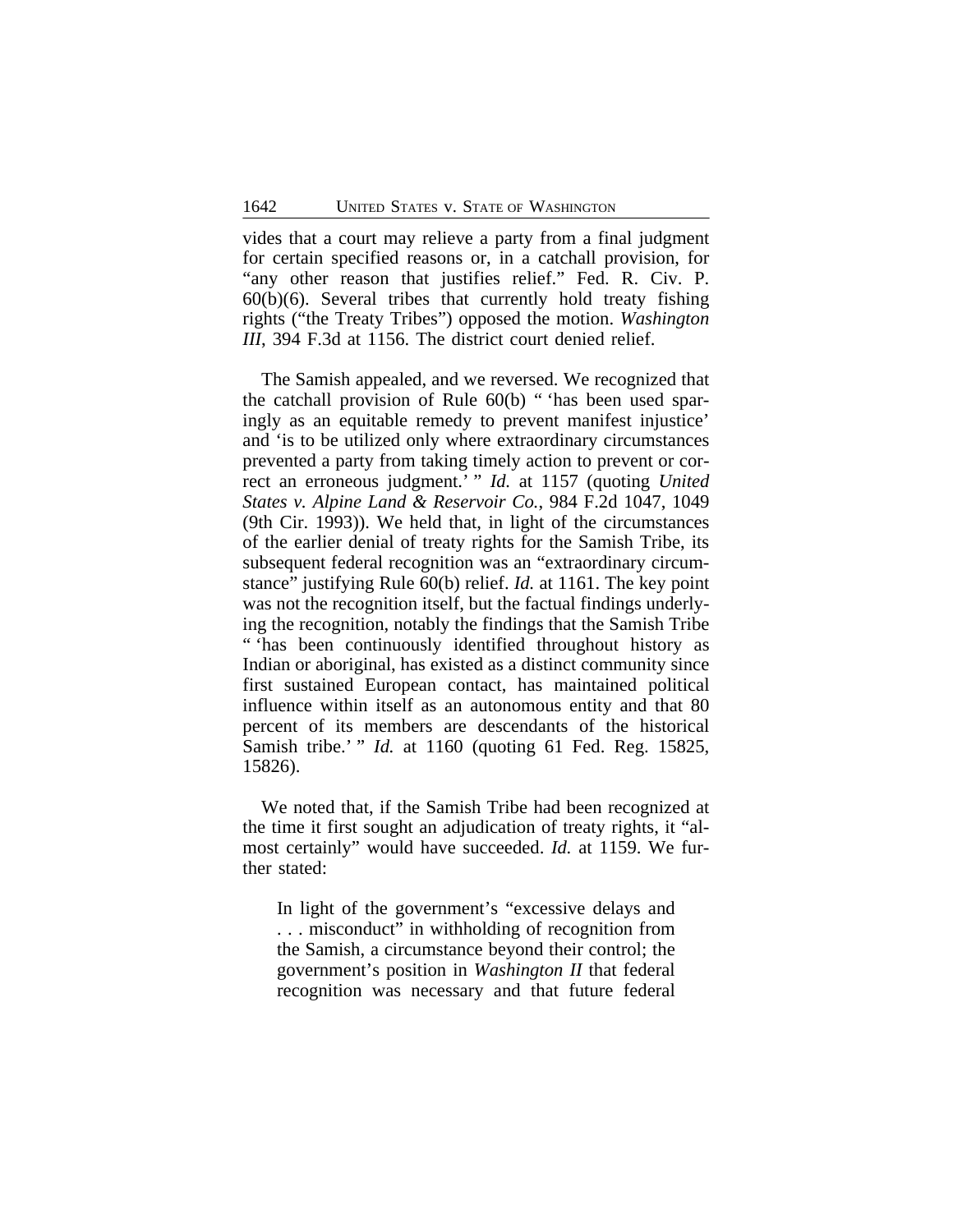vides that a court may relieve a party from a final judgment for certain specified reasons or, in a catchall provision, for "any other reason that justifies relief." Fed. R. Civ. P. 60(b)(6). Several tribes that currently hold treaty fishing rights ("the Treaty Tribes") opposed the motion. *Washington III*, 394 F.3d at 1156. The district court denied relief.

The Samish appealed, and we reversed. We recognized that the catchall provision of Rule 60(b) " 'has been used sparingly as an equitable remedy to prevent manifest injustice' and 'is to be utilized only where extraordinary circumstances prevented a party from taking timely action to prevent or correct an erroneous judgment.' " *Id.* at 1157 (quoting *United States v. Alpine Land & Reservoir Co.*, 984 F.2d 1047, 1049 (9th Cir. 1993)). We held that, in light of the circumstances of the earlier denial of treaty rights for the Samish Tribe, its subsequent federal recognition was an "extraordinary circumstance" justifying Rule 60(b) relief. *Id.* at 1161. The key point was not the recognition itself, but the factual findings underlying the recognition, notably the findings that the Samish Tribe " 'has been continuously identified throughout history as Indian or aboriginal, has existed as a distinct community since first sustained European contact, has maintained political influence within itself as an autonomous entity and that 80 percent of its members are descendants of the historical Samish tribe.' " *Id.* at 1160 (quoting 61 Fed. Reg. 15825, 15826).

We noted that, if the Samish Tribe had been recognized at the time it first sought an adjudication of treaty rights, it "almost certainly" would have succeeded. *Id.* at 1159. We further stated:

> In light of the government's "excessive delays and . . . misconduct" in withholding of recognition from the Samish, a circumstance beyond their control; the government's position in *Washington II* that federal recognition was necessary and that future federal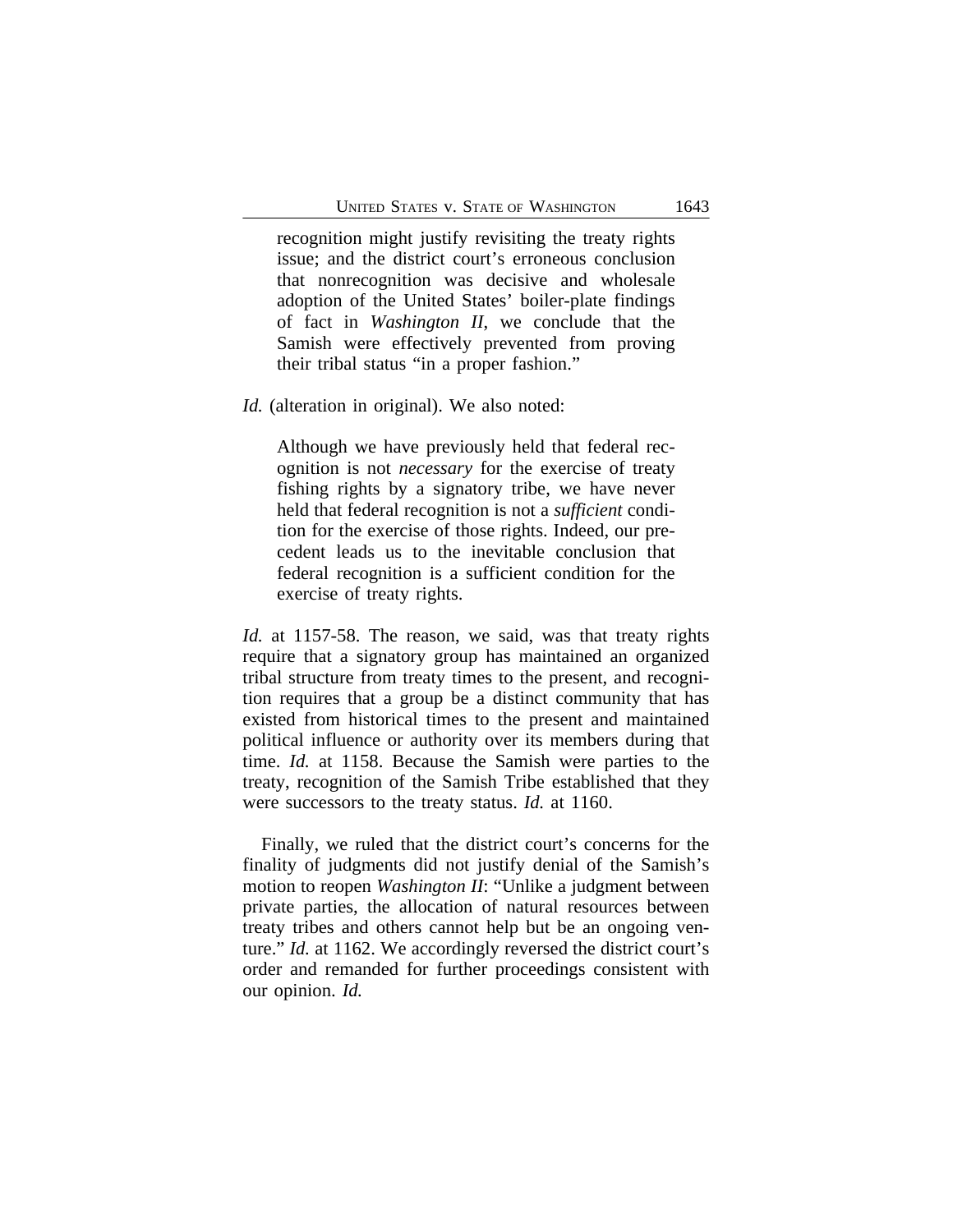> recognition might justify revisiting the treaty rights issue; and the district court's erroneous conclusion that nonrecognition was decisive and wholesale adoption of the United States' boiler-plate findings of fact in *Washington II*, we conclude that the Samish were effectively prevented from proving their tribal status "in a proper fashion."

*Id.* (alteration in original). We also noted:

> Although we have previously held that federal recognition is not *necessary* for the exercise of treaty fishing rights by a signatory tribe, we have never held that federal recognition is not a *sufficient* condition for the exercise of those rights. Indeed, our precedent leads us to the inevitable conclusion that federal recognition is a sufficient condition for the exercise of treaty rights.

*Id.* at 1157-58. The reason, we said, was that treaty rights require that a signatory group has maintained an organized tribal structure from treaty times to the present, and recognition requires that a group be a distinct community that has existed from historical times to the present and maintained political influence or authority over its members during that time. *Id.* at 1158. Because the Samish were parties to the treaty, recognition of the Samish Tribe established that they were successors to the treaty status. *Id.* at 1160.

Finally, we ruled that the district court's concerns for the finality of judgments did not justify denial of the Samish's motion to reopen *Washington II*: "Unlike a judgment between private parties, the allocation of natural resources between treaty tribes and others cannot help but be an ongoing venture." *Id.* at 1162. We accordingly reversed the district court's order and remanded for further proceedings consistent with our opinion. *Id.*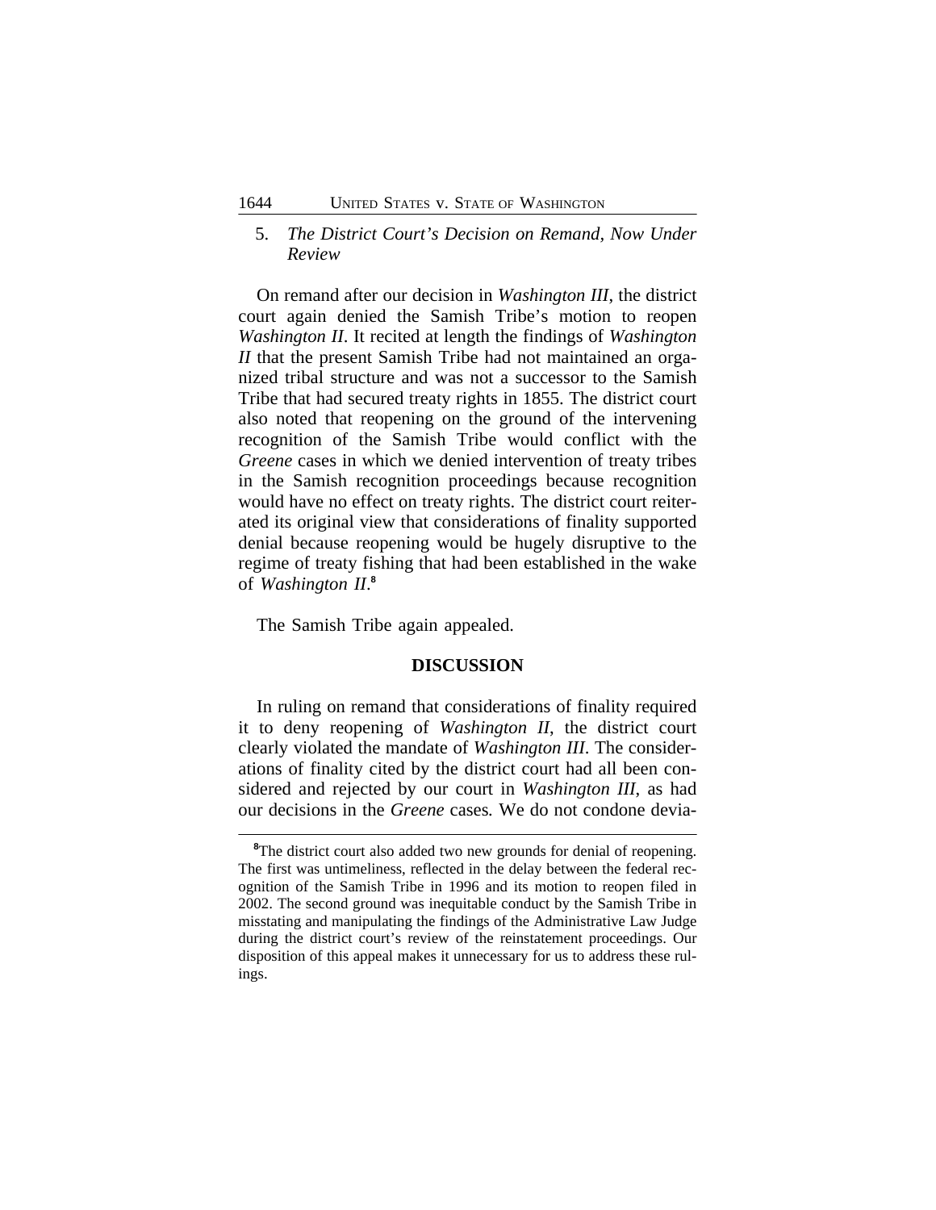5. *The District Court's Decision on Remand, Now Under Review*

On remand after our decision in *Washington III*, the district court again denied the Samish Tribe's motion to reopen *Washington II*. It recited at length the findings of *Washington II* that the present Samish Tribe had not maintained an organized tribal structure and was not a successor to the Samish Tribe that had secured treaty rights in 1855. The district court also noted that reopening on the ground of the intervening recognition of the Samish Tribe would conflict with the *Greene* cases in which we denied intervention of treaty tribes in the Samish recognition proceedings because recognition would have no effect on treaty rights. The district court reiterated its original view that considerations of finality supported denial because reopening would be hugely disruptive to the regime of treaty fishing that had been established in the wake of *Washington II*.[8]

The Samish Tribe again appealed.

## DISCUSSION

In ruling on remand that considerations of finality required it to deny reopening of *Washington II*, the district court clearly violated the mandate of *Washington III*. The considerations of finality cited by the district court had all been considered and rejected by our court in *Washington III*, as had our decisions in the *Greene* cases. We do not condone devia-

[8]The district court also added two new grounds for denial of reopening. The first was untimeliness, reflected in the delay between the federal recognition of the Samish Tribe in 1996 and its motion to reopen filed in 2002. The second ground was inequitable conduct by the Samish Tribe in misstating and manipulating the findings of the Administrative Law Judge during the district court's review of the reinstatement proceedings. Our disposition of this appeal makes it unnecessary for us to address these rulings.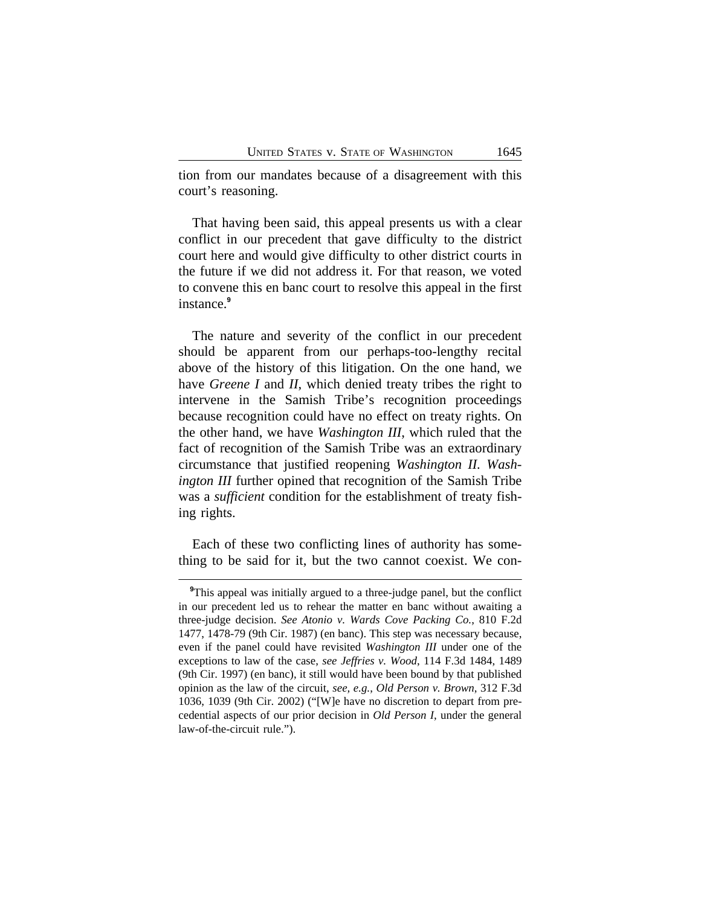tion from our mandates because of a disagreement with this court's reasoning.

That having been said, this appeal presents us with a clear conflict in our precedent that gave difficulty to the district court here and would give difficulty to other district courts in the future if we did not address it. For that reason, we voted to convene this en banc court to resolve this appeal in the first instance.[9]

The nature and severity of the conflict in our precedent should be apparent from our perhaps-too-lengthy recital above of the history of this litigation. On the one hand, we have *Greene I* and *II*, which denied treaty tribes the right to intervene in the Samish Tribe's recognition proceedings because recognition could have no effect on treaty rights. On the other hand, we have *Washington III*, which ruled that the fact of recognition of the Samish Tribe was an extraordinary circumstance that justified reopening *Washington II*. *Washington III* further opined that recognition of the Samish Tribe was a *sufficient* condition for the establishment of treaty fishing rights.

Each of these two conflicting lines of authority has something to be said for it, but the two cannot coexist. We con-

[9]This appeal was initially argued to a three-judge panel, but the conflict in our precedent led us to rehear the matter en banc without awaiting a three-judge decision. *See Atonio v. Wards Cove Packing Co.*, 810 F.2d 1477, 1478-79 (9th Cir. 1987) (en banc). This step was necessary because, even if the panel could have revisited *Washington III* under one of the exceptions to law of the case, *see Jeffries v. Wood*, 114 F.3d 1484, 1489 (9th Cir. 1997) (en banc), it still would have been bound by that published opinion as the law of the circuit, *see, e.g.*, *Old Person v. Brown*, 312 F.3d 1036, 1039 (9th Cir. 2002) ("[W]e have no discretion to depart from precedential aspects of our prior decision in *Old Person I*, under the general law-of-the-circuit rule.").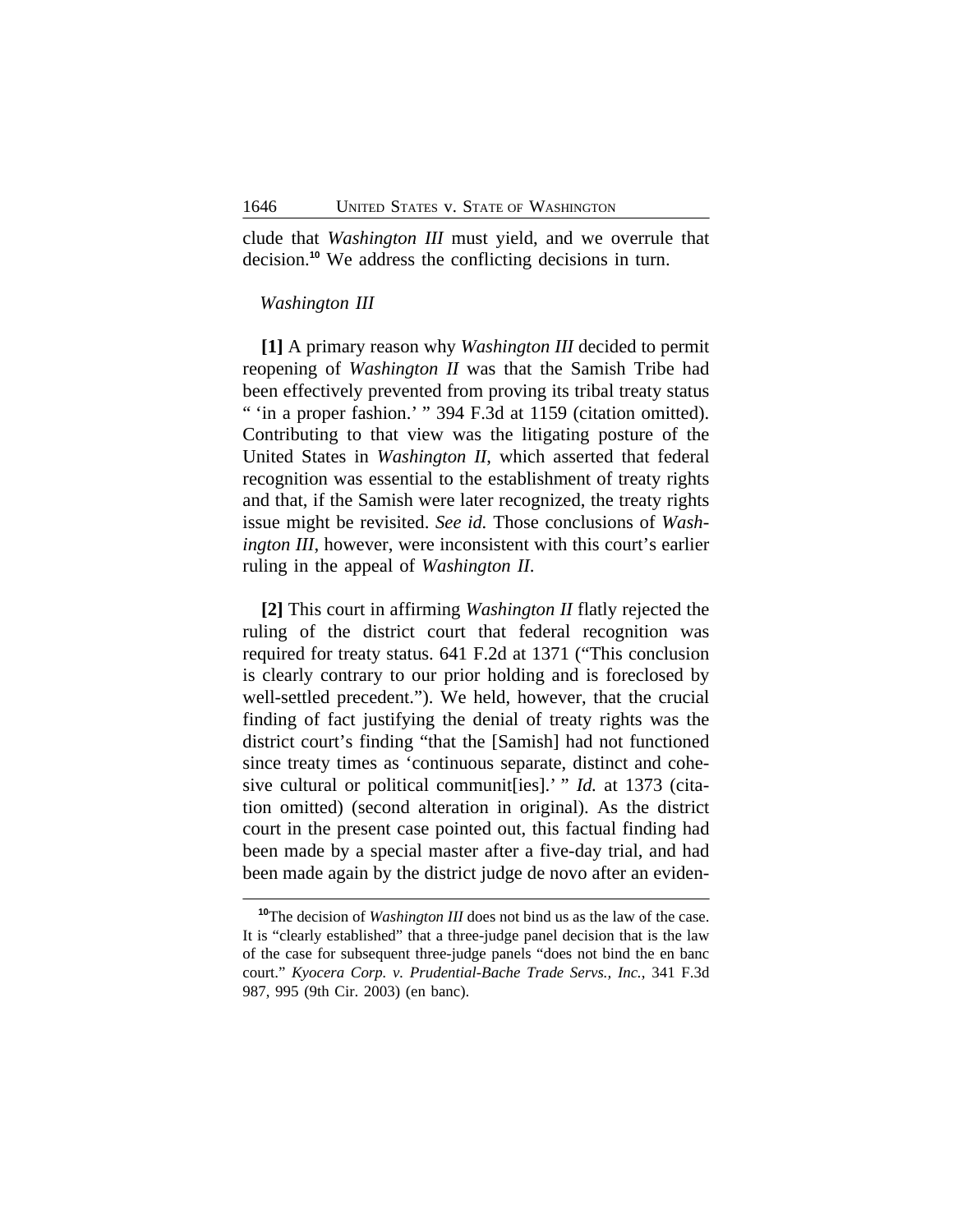clude that *Washington III* must yield, and we overrule that decision.[10] We address the conflicting decisions in turn.

*Washington III*

**[1]** A primary reason why *Washington III* decided to permit reopening of *Washington II* was that the Samish Tribe had been effectively prevented from proving its tribal treaty status " 'in a proper fashion.' " 394 F.3d at 1159 (citation omitted). Contributing to that view was the litigating posture of the United States in *Washington II*, which asserted that federal recognition was essential to the establishment of treaty rights and that, if the Samish were later recognized, the treaty rights issue might be revisited. *See id.* Those conclusions of *Washington III*, however, were inconsistent with this court's earlier ruling in the appeal of *Washington II*.

**[2]** This court in affirming *Washington II* flatly rejected the ruling of the district court that federal recognition was required for treaty status. 641 F.2d at 1371 ("This conclusion is clearly contrary to our prior holding and is foreclosed by well-settled precedent."). We held, however, that the crucial finding of fact justifying the denial of treaty rights was the district court's finding "that the [Samish] had not functioned since treaty times as 'continuous separate, distinct and cohesive cultural or political communit[ies].' " *Id.* at 1373 (citation omitted) (second alteration in original). As the district court in the present case pointed out, this factual finding had been made by a special master after a five-day trial, and had been made again by the district judge de novo after an eviden-

[10]The decision of *Washington III* does not bind us as the law of the case. It is "clearly established" that a three-judge panel decision that is the law of the case for subsequent three-judge panels "does not bind the en banc court." *Kyocera Corp. v. Prudential-Bache Trade Servs., Inc.*, 341 F.3d 987, 995 (9th Cir. 2003) (en banc).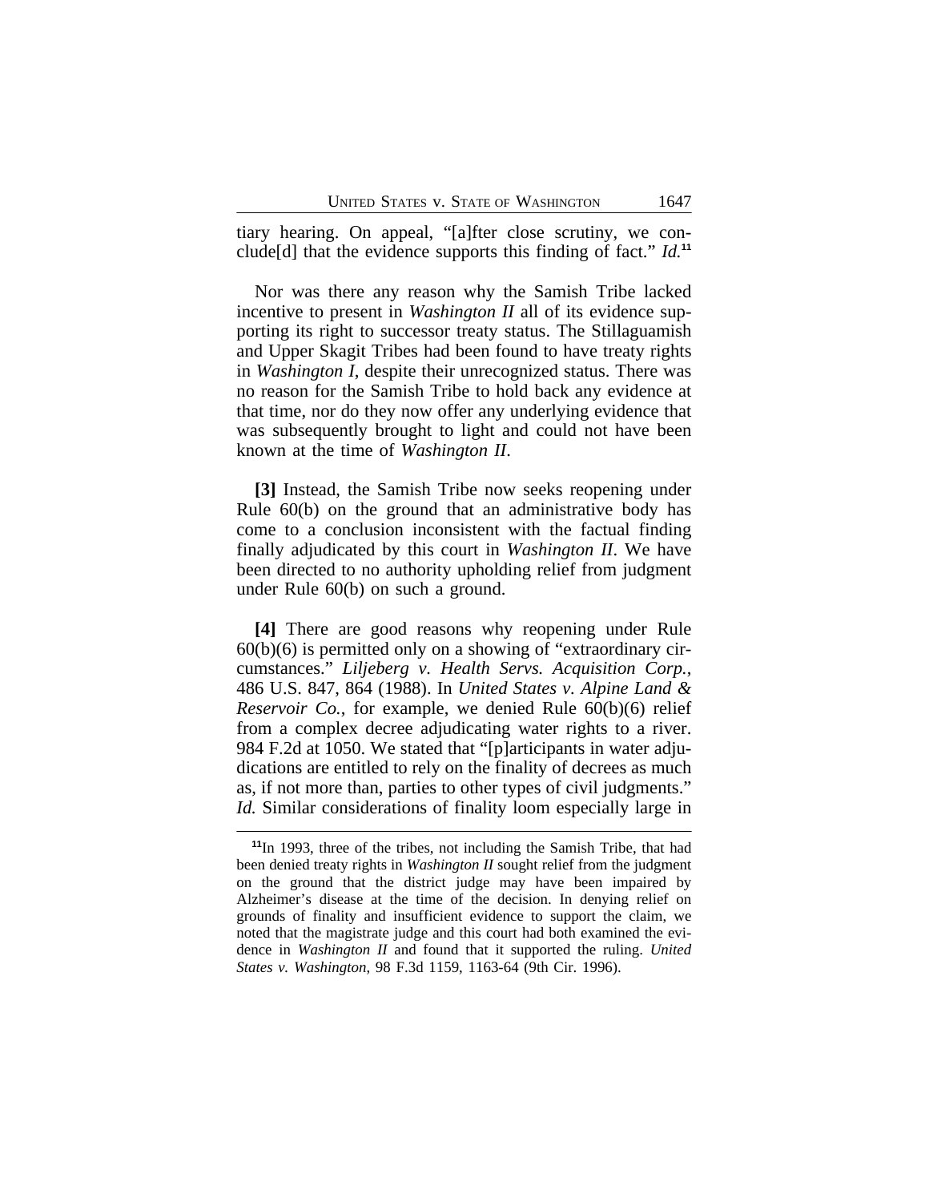tiary hearing. On appeal, "[a]fter close scrutiny, we conclude[d] that the evidence supports this finding of fact." *Id.*[11]

Nor was there any reason why the Samish Tribe lacked incentive to present in *Washington II* all of its evidence supporting its right to successor treaty status. The Stillaguamish and Upper Skagit Tribes had been found to have treaty rights in *Washington I*, despite their unrecognized status. There was no reason for the Samish Tribe to hold back any evidence at that time, nor do they now offer any underlying evidence that was subsequently brought to light and could not have been known at the time of *Washington II*.

**[3]** Instead, the Samish Tribe now seeks reopening under Rule 60(b) on the ground that an administrative body has come to a conclusion inconsistent with the factual finding finally adjudicated by this court in *Washington II*. We have been directed to no authority upholding relief from judgment under Rule 60(b) on such a ground.

**[4]** There are good reasons why reopening under Rule 60(b)(6) is permitted only on a showing of "extraordinary circumstances." *Liljeberg v. Health Servs. Acquisition Corp.*, 486 U.S. 847, 864 (1988). In *United States v. Alpine Land & Reservoir Co.*, for example, we denied Rule 60(b)(6) relief from a complex decree adjudicating water rights to a river. 984 F.2d at 1050. We stated that "[p]articipants in water adjudications are entitled to rely on the finality of decrees as much as, if not more than, parties to other types of civil judgments." *Id.* Similar considerations of finality loom especially large in

[11]In 1993, three of the tribes, not including the Samish Tribe, that had been denied treaty rights in *Washington II* sought relief from the judgment on the ground that the district judge may have been impaired by Alzheimer's disease at the time of the decision. In denying relief on grounds of finality and insufficient evidence to support the claim, we noted that the magistrate judge and this court had both examined the evidence in *Washington II* and found that it supported the ruling. *United States v. Washington*, 98 F.3d 1159, 1163-64 (9th Cir. 1996).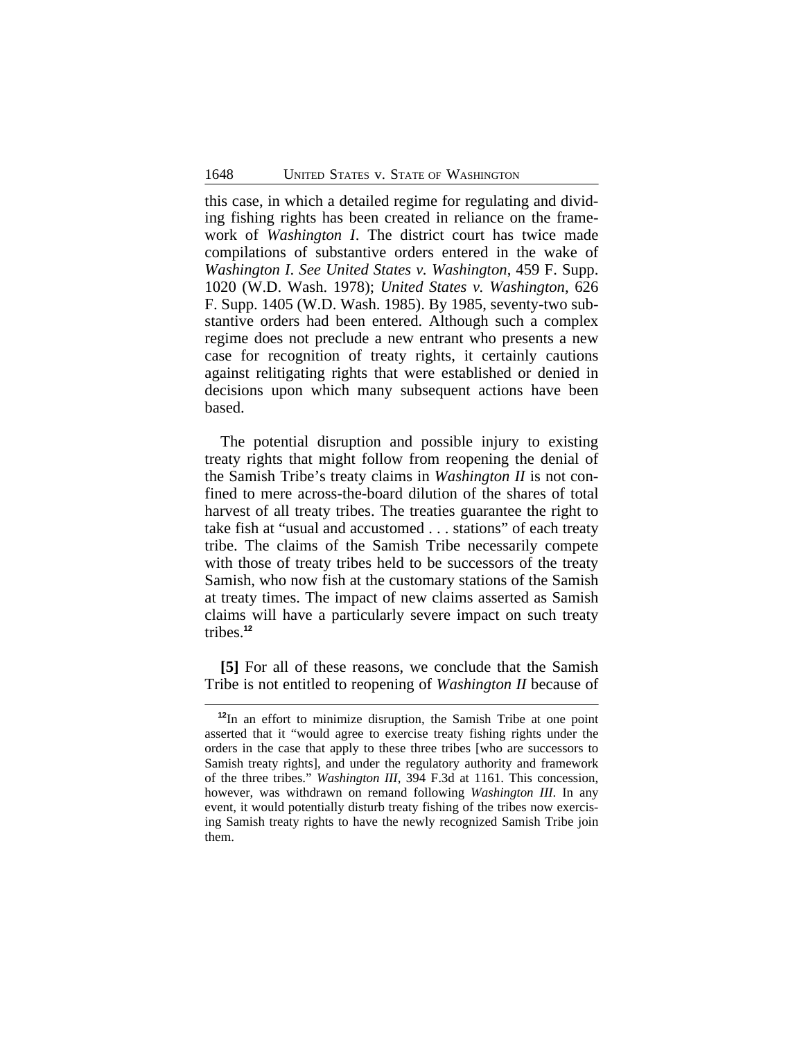this case, in which a detailed regime for regulating and dividing fishing rights has been created in reliance on the framework of *Washington I*. The district court has twice made compilations of substantive orders entered in the wake of *Washington I*. *See United States v. Washington*, 459 F. Supp. 1020 (W.D. Wash. 1978); *United States v. Washington*, 626 F. Supp. 1405 (W.D. Wash. 1985). By 1985, seventy-two substantive orders had been entered. Although such a complex regime does not preclude a new entrant who presents a new case for recognition of treaty rights, it certainly cautions against relitigating rights that were established or denied in decisions upon which many subsequent actions have been based.

The potential disruption and possible injury to existing treaty rights that might follow from reopening the denial of the Samish Tribe's treaty claims in *Washington II* is not confined to mere across-the-board dilution of the shares of total harvest of all treaty tribes. The treaties guarantee the right to take fish at "usual and accustomed . . . stations" of each treaty tribe. The claims of the Samish Tribe necessarily compete with those of treaty tribes held to be successors of the treaty Samish, who now fish at the customary stations of the Samish at treaty times. The impact of new claims asserted as Samish claims will have a particularly severe impact on such treaty tribes.[12]

**[5]** For all of these reasons, we conclude that the Samish Tribe is not entitled to reopening of *Washington II* because of

---

[12]In an effort to minimize disruption, the Samish Tribe at one point asserted that it "would agree to exercise treaty fishing rights under the orders in the case that apply to these three tribes [who are successors to Samish treaty rights], and under the regulatory authority and framework of the three tribes." *Washington III*, 394 F.3d at 1161. This concession, however, was withdrawn on remand following *Washington III*. In any event, it would potentially disturb treaty fishing of the tribes now exercising Samish treaty rights to have the newly recognized Samish Tribe join them.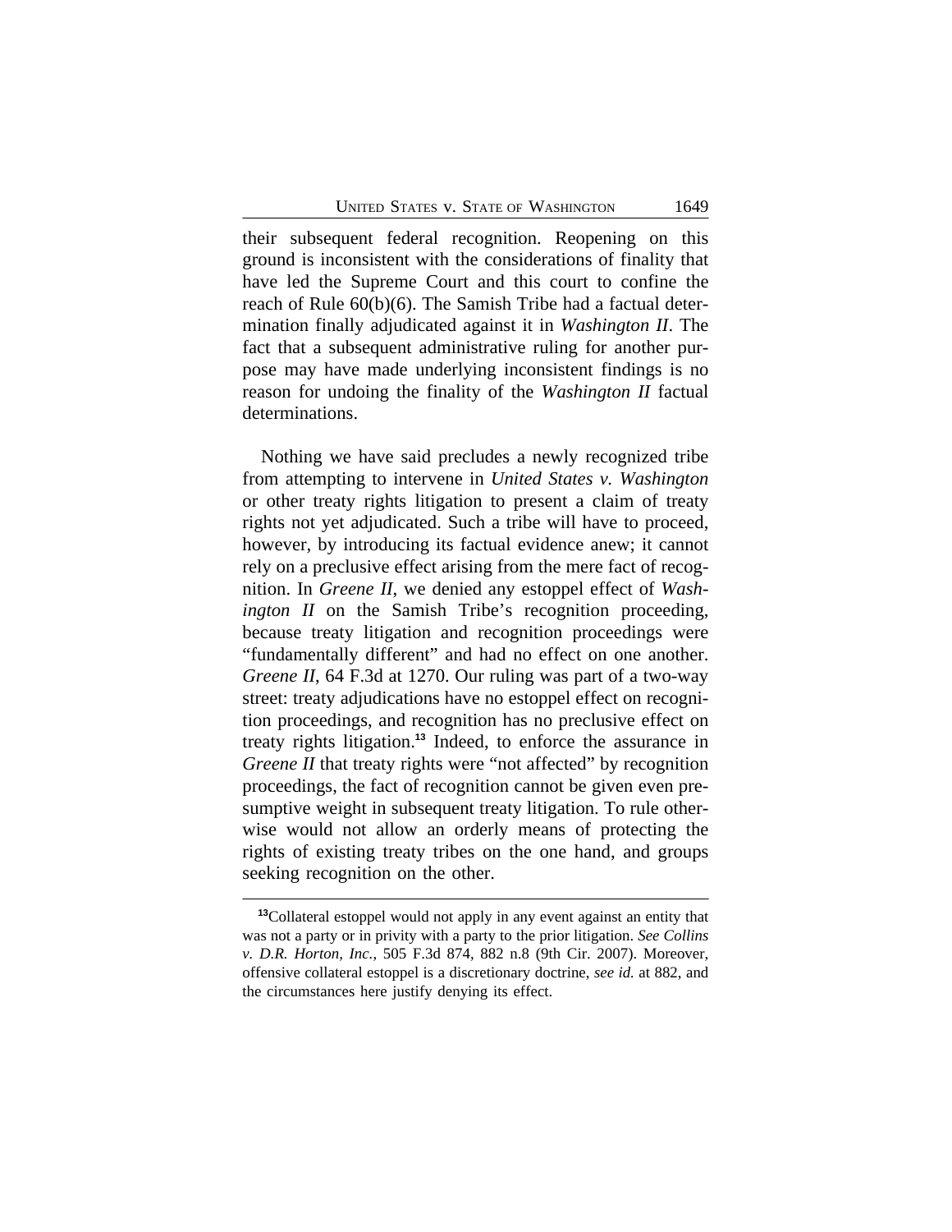their subsequent federal recognition. Reopening on this ground is inconsistent with the considerations of finality that have led the Supreme Court and this court to confine the reach of Rule 60(b)(6). The Samish Tribe had a factual determination finally adjudicated against it in *Washington II*. The fact that a subsequent administrative ruling for another purpose may have made underlying inconsistent findings is no reason for undoing the finality of the *Washington II* factual determinations.

Nothing we have said precludes a newly recognized tribe from attempting to intervene in *United States v. Washington* or other treaty rights litigation to present a claim of treaty rights not yet adjudicated. Such a tribe will have to proceed, however, by introducing its factual evidence anew; it cannot rely on a preclusive effect arising from the mere fact of recognition. In *Greene II*, we denied any estoppel effect of *Washington II* on the Samish Tribe's recognition proceeding, because treaty litigation and recognition proceedings were "fundamentally different" and had no effect on one another. *Greene II*, 64 F.3d at 1270. Our ruling was part of a two-way street: treaty adjudications have no estoppel effect on recognition proceedings, and recognition has no preclusive effect on treaty rights litigation.[13] Indeed, to enforce the assurance in *Greene II* that treaty rights were "not affected" by recognition proceedings, the fact of recognition cannot be given even presumptive weight in subsequent treaty litigation. To rule otherwise would not allow an orderly means of protecting the rights of existing treaty tribes on the one hand, and groups seeking recognition on the other.

[13]Collateral estoppel would not apply in any event against an entity that was not a party or in privity with a party to the prior litigation. *See Collins v. D.R. Horton, Inc.*, 505 F.3d 874, 882 n.8 (9th Cir. 2007). Moreover, offensive collateral estoppel is a discretionary doctrine, *see id.* at 882, and the circumstances here justify denying its effect.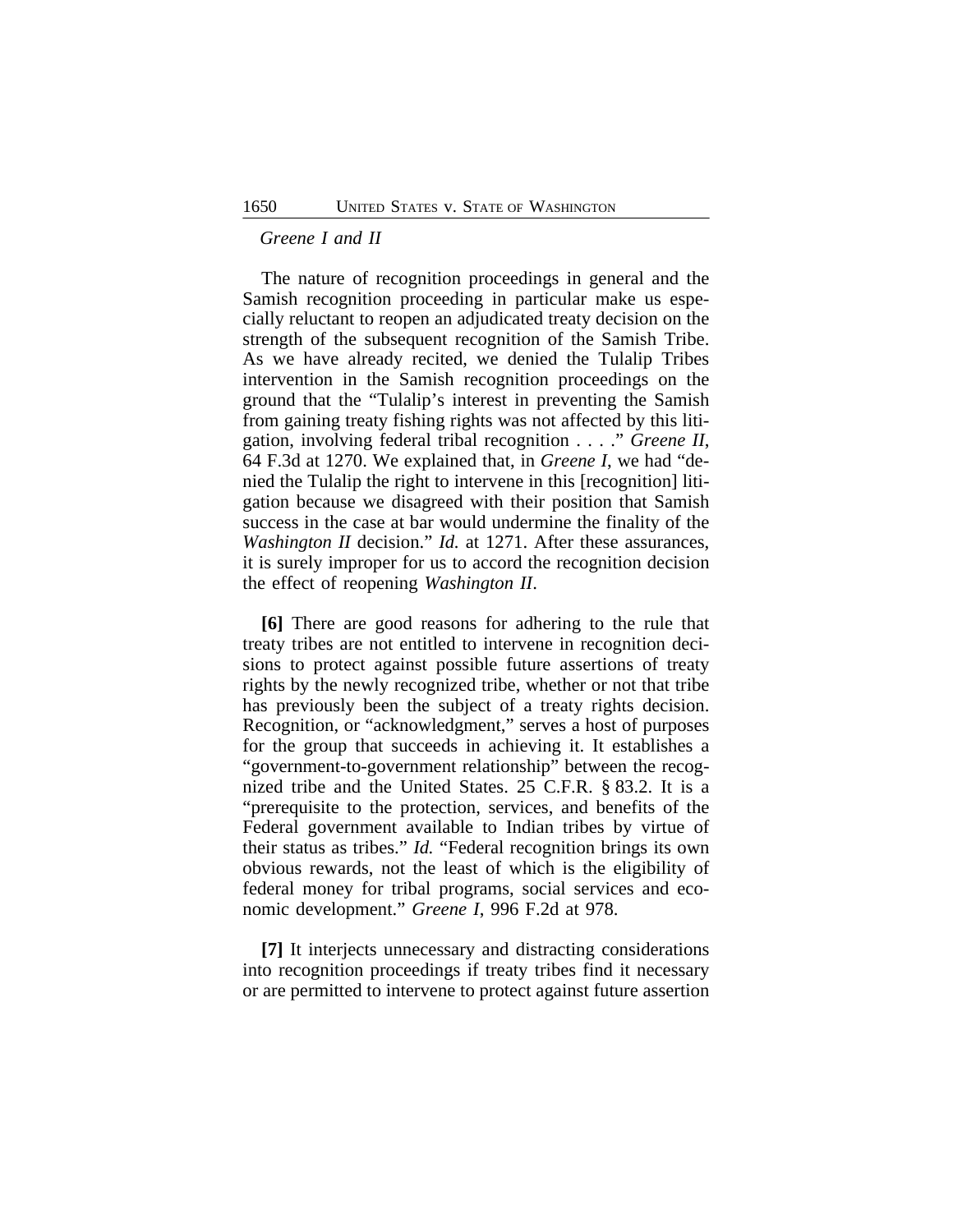*Greene I and II*

The nature of recognition proceedings in general and the Samish recognition proceeding in particular make us especially reluctant to reopen an adjudicated treaty decision on the strength of the subsequent recognition of the Samish Tribe. As we have already recited, we denied the Tulalip Tribes intervention in the Samish recognition proceedings on the ground that the "Tulalip's interest in preventing the Samish from gaining treaty fishing rights was not affected by this litigation, involving federal tribal recognition . . . ." *Greene II*, 64 F.3d at 1270. We explained that, in *Greene I*, we had "denied the Tulalip the right to intervene in this [recognition] litigation because we disagreed with their position that Samish success in the case at bar would undermine the finality of the *Washington II* decision." *Id.* at 1271. After these assurances, it is surely improper for us to accord the recognition decision the effect of reopening *Washington II*.

**[6]** There are good reasons for adhering to the rule that treaty tribes are not entitled to intervene in recognition decisions to protect against possible future assertions of treaty rights by the newly recognized tribe, whether or not that tribe has previously been the subject of a treaty rights decision. Recognition, or "acknowledgment," serves a host of purposes for the group that succeeds in achieving it. It establishes a "government-to-government relationship" between the recognized tribe and the United States. 25 C.F.R. § 83.2. It is a "prerequisite to the protection, services, and benefits of the Federal government available to Indian tribes by virtue of their status as tribes." *Id.* "Federal recognition brings its own obvious rewards, not the least of which is the eligibility of federal money for tribal programs, social services and economic development." *Greene I*, 996 F.2d at 978.

**[7]** It interjects unnecessary and distracting considerations into recognition proceedings if treaty tribes find it necessary or are permitted to intervene to protect against future assertion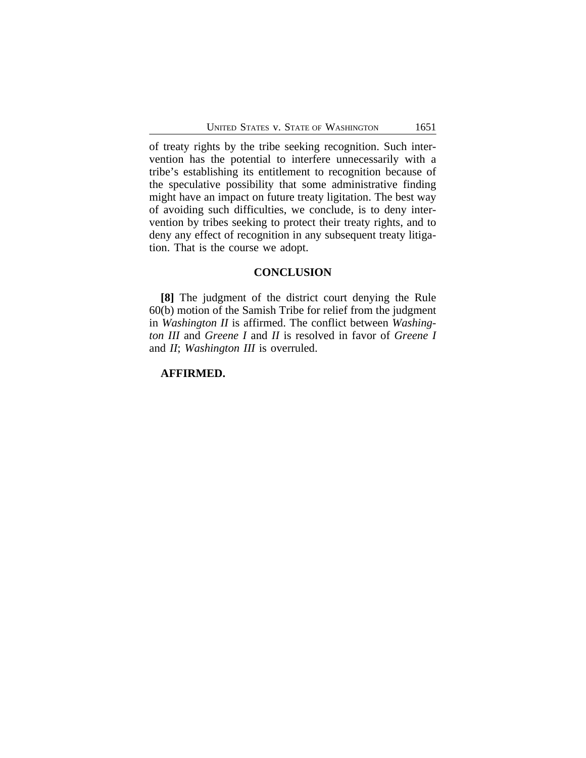of treaty rights by the tribe seeking recognition. Such intervention has the potential to interfere unnecessarily with a tribe's establishing its entitlement to recognition because of the speculative possibility that some administrative finding might have an impact on future treaty litigation. The best way of avoiding such difficulties, we conclude, is to deny intervention by tribes seeking to protect their treaty rights, and to deny any effect of recognition in any subsequent treaty litigation. That is the course we adopt.

## CONCLUSION

**[8]** The judgment of the district court denying the Rule 60(b) motion of the Samish Tribe for relief from the judgment in *Washington II* is affirmed. The conflict between *Washington III* and *Greene I* and *II* is resolved in favor of *Greene I* and *II*; *Washington III* is overruled.

**AFFIRMED.**